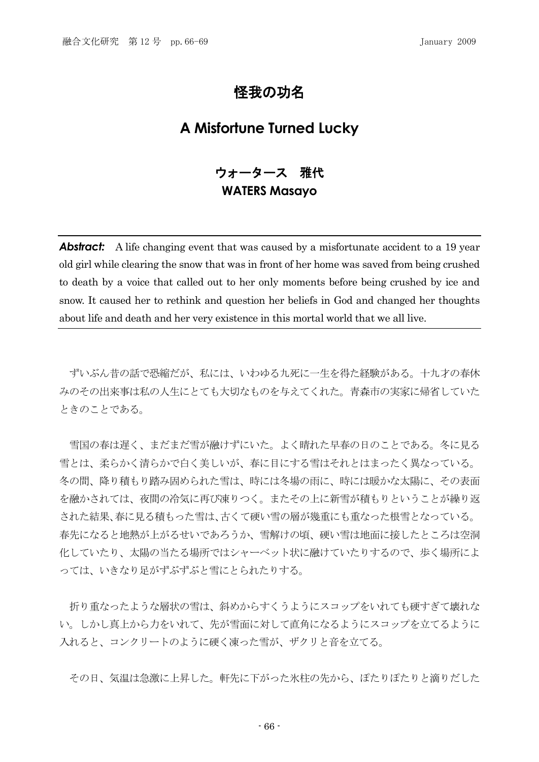# 怪我の功名

# A Misfortune Turned Lucky

## ウォータース　雅代
## WATERS Masayo

***Abstract:*** A life changing event that was caused by a misfortunate accident to a 19 year old girl while clearing the snow that was in front of her home was saved from being crushed to death by a voice that called out to her only moments before being crushed by ice and snow. It caused her to rethink and question her beliefs in God and changed her thoughts about life and death and her very existence in this mortal world that we all live.

ずいぶん昔の話で恐縮だが、私には、いわゆる九死に一生を得た経験がある。十九才の春休みのその出来事は私の人生にとても大切なものを与えてくれた。青森市の実家に帰省していたときのことである。

雪国の春は遅く、まだまだ雪が融けずにいた。よく晴れた早春の日のことである。冬に見る雪とは、柔らかく清らかで白く美しいが、春に目にする雪はそれとはまったく異なっている。冬の間、降り積もり踏み固められた雪は、時には冬場の雨に、時には暖かな太陽に、その表面を融かされては、夜間の冷気に再び凍りつく。またその上に新雪が積もりということが繰り返された結果､春に見る積もった雪は､古くて硬い雪の層が幾重にも重なった根雪となっている。春先になると地熱が上がるせいであろうか、雪解けの頃、硬い雪は地面に接したところは空洞化していたり、太陽の当たる場所ではシャーベット状に融けていたりするので、歩く場所によっては、いきなり足がずぶずぶと雪にとられたりする。

折り重なったような層状の雪は、斜めからすくうようにスコップをいれても硬すぎて壊れない。しかし真上から力をいれて、先が雪面に対して直角になるようにスコップを立てるように入れると、コンクリートのように硬く凍った雪が、ザクリと音を立てる。

その日、気温は急激に上昇した。軒先に下がった氷柱の先から、ぽたりぽたりと滴りだした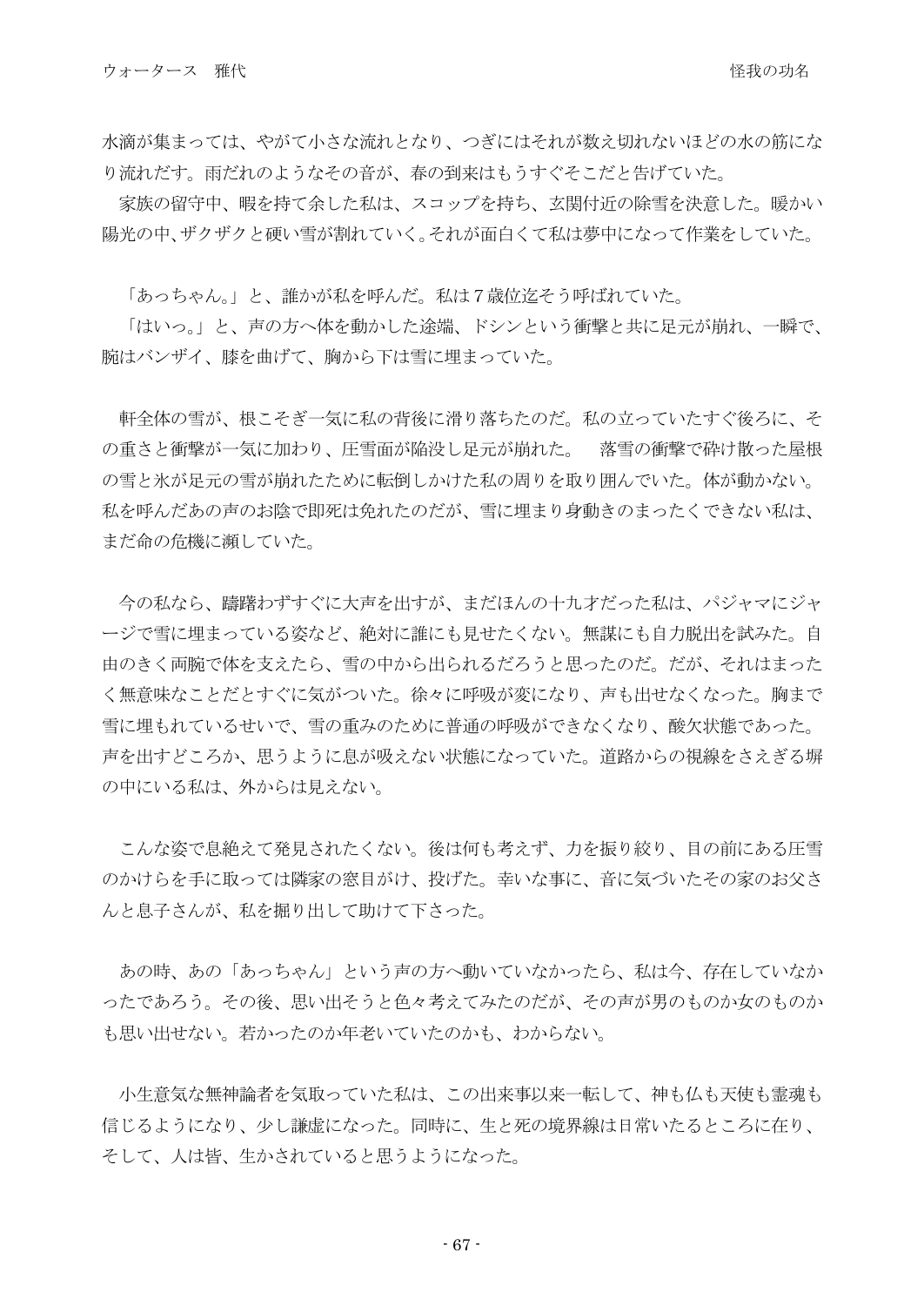水滴が集まっては、やがて小さな流れとなり、つぎにはそれが数え切れないほどの水の筋になり流れだす。雨だれのようなその音が、春の到来はもうすぐそこだと告げていた。

　家族の留守中、暇を持て余した私は、スコップを持ち、玄関付近の除雪を決意した。暖かい陽光の中、ザクザクと硬い雪が割れていく。それが面白くて私は夢中になって作業をしていた。

　「あっちゃん。」と、誰かが私を呼んだ。私は７歳位迄そう呼ばれていた。

　「はいっ。」と、声の方へ体を動かした途端、ドシンという衝撃と共に足元が崩れ、一瞬で、腕はバンザイ、膝を曲げて、胸から下は雪に埋まっていた。

　軒全体の雪が、根こそぎ一気に私の背後に滑り落ちたのだ。私の立っていたすぐ後ろに、その重さと衝撃が一気に加わり、圧雪面が陥没し足元が崩れた。　落雪の衝撃で砕け散った屋根の雪と氷が足元の雪が崩れたために転倒しかけた私の周りを取り囲んでいた。体が動かない。私を呼んだあの声のお陰で即死は免れたのだが、雪に埋まり身動きのまったくできない私は、まだ命の危機に瀕していた。

　今の私なら、躊躇わずすぐに大声を出すが、まだほんの十九才だった私は、パジャマにジャージで雪に埋まっている姿など、絶対に誰にも見せたくない。無謀にも自力脱出を試みた。自由のきく両腕で体を支えたら、雪の中から出られるだろうと思ったのだ。だが、それはまったく無意味なことだとすぐに気がついた。徐々に呼吸が変になり、声も出せなくなった。胸まで雪に埋もれているせいで、雪の重みのために普通の呼吸ができなくなり、酸欠状態であった。声を出すどころか、思うように息が吸えない状態になっていた。道路からの視線をさえぎる塀の中にいる私は、外からは見えない。

　こんな姿で息絶えて発見されたくない。後は何も考えず、力を振り絞り、目の前にある圧雪のかけらを手に取っては隣家の窓目がけ、投げた。幸いな事に、音に気づいたその家のお父さんと息子さんが、私を掘り出して助けて下さった。

　あの時、あの「あっちゃん」という声の方へ動いていなかったら、私は今、存在していなかったであろう。その後、思い出そうと色々考えてみたのだが、その声が男のものか女のものかも思い出せない。若かったのか年老いていたのかも、わからない。

　小生意気な無神論者を気取っていた私は、この出来事以来一転して、神も仏も天使も霊魂も信じるようになり、少し謙虚になった。同時に、生と死の境界線は日常いたるところに在り、そして、人は皆、生かされていると思うようになった。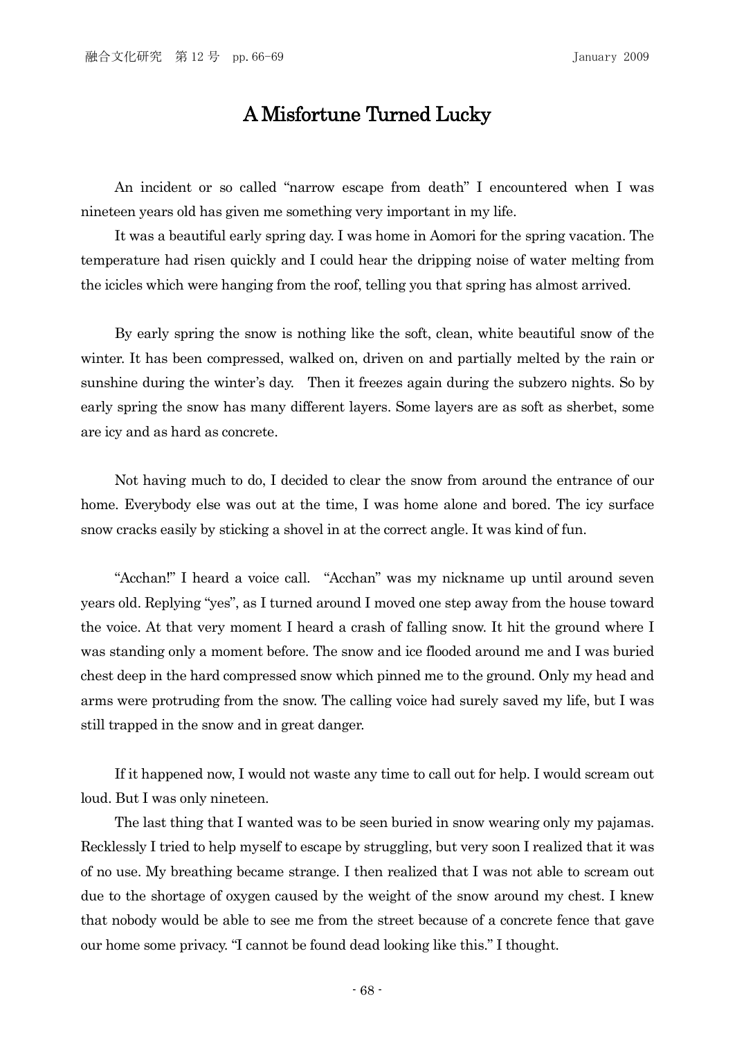# A Misfortune Turned Lucky

An incident or so called "narrow escape from death" I encountered when I was nineteen years old has given me something very important in my life.

It was a beautiful early spring day. I was home in Aomori for the spring vacation. The temperature had risen quickly and I could hear the dripping noise of water melting from the icicles which were hanging from the roof, telling you that spring has almost arrived.

By early spring the snow is nothing like the soft, clean, white beautiful snow of the winter. It has been compressed, walked on, driven on and partially melted by the rain or sunshine during the winter's day. Then it freezes again during the subzero nights. So by early spring the snow has many different layers. Some layers are as soft as sherbet, some are icy and as hard as concrete.

Not having much to do, I decided to clear the snow from around the entrance of our home. Everybody else was out at the time, I was home alone and bored. The icy surface snow cracks easily by sticking a shovel in at the correct angle. It was kind of fun.

"Acchan!" I heard a voice call. "Acchan" was my nickname up until around seven years old. Replying "yes", as I turned around I moved one step away from the house toward the voice. At that very moment I heard a crash of falling snow. It hit the ground where I was standing only a moment before. The snow and ice flooded around me and I was buried chest deep in the hard compressed snow which pinned me to the ground. Only my head and arms were protruding from the snow. The calling voice had surely saved my life, but I was still trapped in the snow and in great danger.

If it happened now, I would not waste any time to call out for help. I would scream out loud. But I was only nineteen.

The last thing that I wanted was to be seen buried in snow wearing only my pajamas. Recklessly I tried to help myself to escape by struggling, but very soon I realized that it was of no use. My breathing became strange. I then realized that I was not able to scream out due to the shortage of oxygen caused by the weight of the snow around my chest. I knew that nobody would be able to see me from the street because of a concrete fence that gave our home some privacy. "I cannot be found dead looking like this." I thought.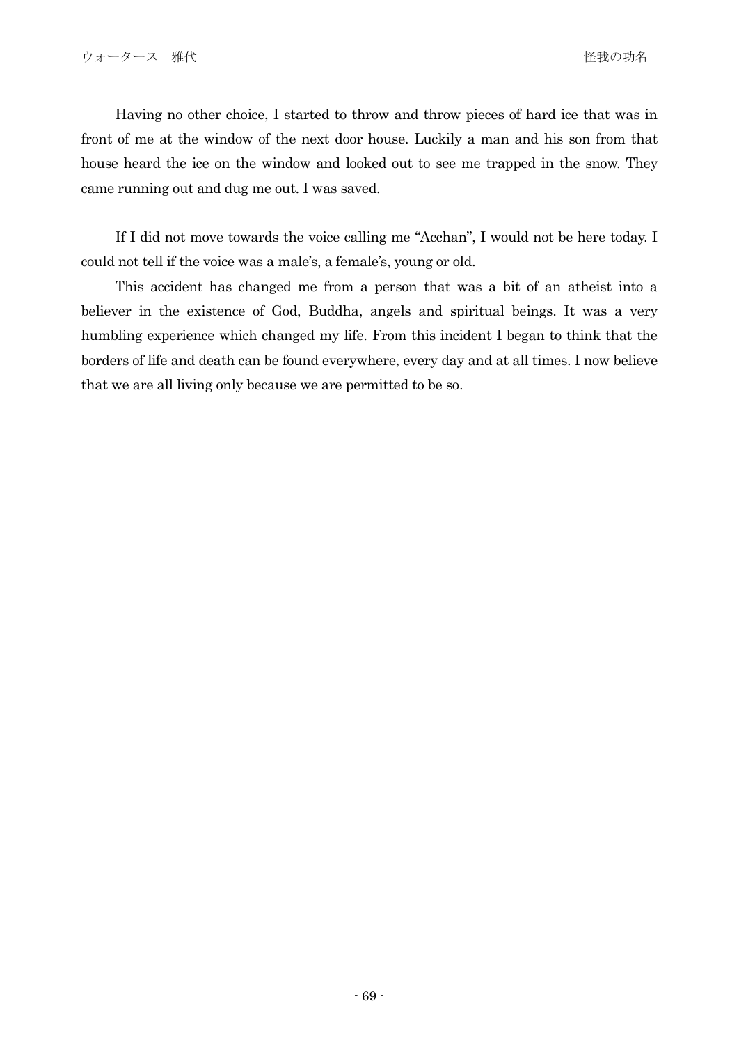Having no other choice, I started to throw and throw pieces of hard ice that was in front of me at the window of the next door house. Luckily a man and his son from that house heard the ice on the window and looked out to see me trapped in the snow. They came running out and dug me out. I was saved.

If I did not move towards the voice calling me "Acchan", I would not be here today. I could not tell if the voice was a male's, a female's, young or old.

This accident has changed me from a person that was a bit of an atheist into a believer in the existence of God, Buddha, angels and spiritual beings. It was a very humbling experience which changed my life. From this incident I began to think that the borders of life and death can be found everywhere, every day and at all times. I now believe that we are all living only because we are permitted to be so.